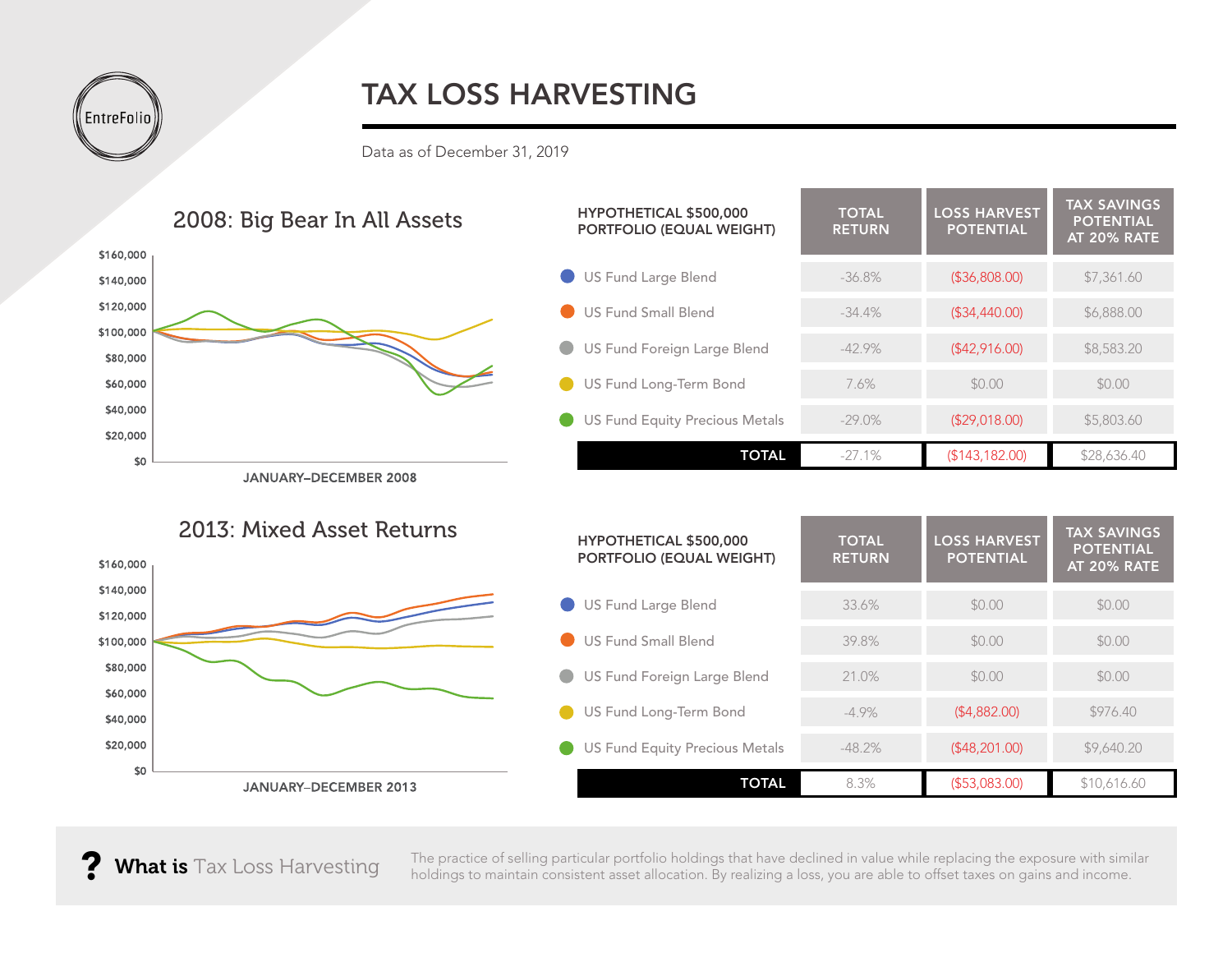EntreFolio

# TAX LOSS HARVESTING

Data as of December 31, 2019

## 2008: Big Bear In All Assets

JANUARY–DECEMBER 2008

| HYPOTHETICAL $500,000 PORTFOLIO (EQUAL WEIGHT) | TOTAL RETURN | LOSS HARVEST POTENTIAL | TAX SAVINGS POTENTIAL AT 20% RATE |
|---|---|---|---|
| US Fund Large Blend | -36.8% | ($36,808.00) | $7,361.60 |
| US Fund Small Blend | -34.4% | ($34,440.00) | $6,888.00 |
| US Fund Foreign Large Blend | -42.9% | ($42,916.00) | $8,583.20 |
| US Fund Long-Term Bond | 7.6% | $0.00 | $0.00 |
| US Fund Equity Precious Metals | -29.0% | ($29,018.00) | $5,803.60 |
| **TOTAL** | -27.1% | ($143,182.00) | $28,636.40 |

## 2013: Mixed Asset Returns

JANUARY–DECEMBER 2013

| HYPOTHETICAL $500,000 PORTFOLIO (EQUAL WEIGHT) | TOTAL RETURN | LOSS HARVEST POTENTIAL | TAX SAVINGS POTENTIAL AT 20% RATE |
|---|---|---|---|
| US Fund Large Blend | 33.6% | $0.00 | $0.00 |
| US Fund Small Blend | 39.8% | $0.00 | $0.00 |
| US Fund Foreign Large Blend | 21.0% | $0.00 | $0.00 |
| US Fund Long-Term Bond | -4.9% | ($4,882.00) | $976.40 |
| US Fund Equity Precious Metals | -48.2% | ($48,201.00) | $9,640.20 |
| **TOTAL** | 8.3% | ($53,083.00) | $10,616.60 |

**? What is** Tax Loss Harvesting

The practice of selling particular portfolio holdings that have declined in value while replacing the exposure with similar holdings to maintain consistent asset allocation. By realizing a loss, you are able to offset taxes on gains and income.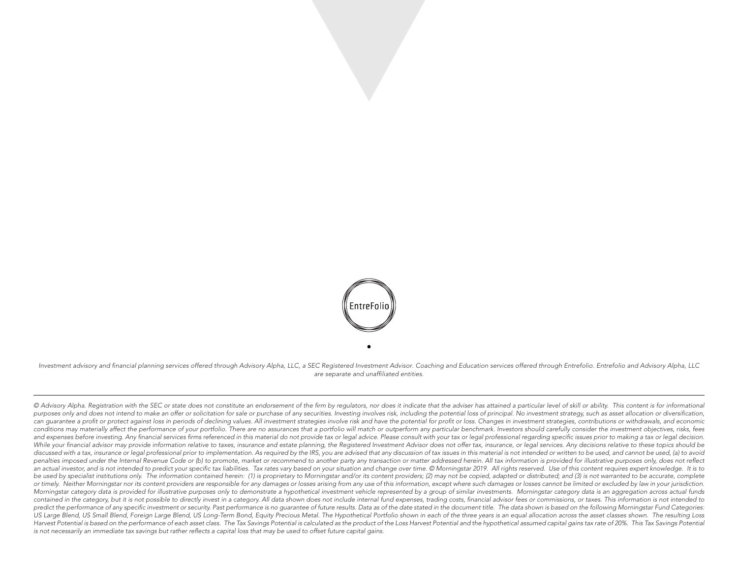EntreFolio

*Investment advisory and financial planning services offered through Advisory Alpha, LLC, a SEC Registered Investment Advisor. Coaching and Education services offered through Entrefolio. Entrefolio and Advisory Alpha, LLC are separate and unaffiliated entities.*

---

*© Advisory Alpha. Registration with the SEC or state does not constitute an endorsement of the firm by regulators, nor does it indicate that the adviser has attained a particular level of skill or ability. This content is for informational purposes only and does not intend to make an offer or solicitation for sale or purchase of any securities. Investing involves risk, including the potential loss of principal. No investment strategy, such as asset allocation or diversification, can guarantee a profit or protect against loss in periods of declining values. All investment strategies involve risk and have the potential for profit or loss. Changes in investment strategies, contributions or withdrawals, and economic conditions may materially affect the performance of your portfolio. There are no assurances that a portfolio will match or outperform any particular benchmark. Investors should carefully consider the investment objectives, risks, fees and expenses before investing. Any financial services firms referenced in this material do not provide tax or legal advice. Please consult with your tax or legal professional regarding specific issues prior to making a tax or legal decision. While your financial advisor may provide information relative to taxes, insurance and estate planning, the Registered Investment Advisor does not offer tax, insurance, or legal services. Any decisions relative to these topics should be discussed with a tax, insurance or legal professional prior to implementation. As required by the IRS, you are advised that any discussion of tax issues in this material is not intended or written to be used, and cannot be used, (a) to avoid penalties imposed under the Internal Revenue Code or (b) to promote, market or recommend to another party any transaction or matter addressed herein. All tax information is provided for illustrative purposes only, does not reflect an actual investor, and is not intended to predict your specific tax liabilities. Tax rates vary based on your situation and change over time. © Morningstar 2019. All rights reserved. Use of this content requires expert knowledge. It is to be used by specialist institutions only. The information contained herein: (1) is proprietary to Morningstar and/or its content providers; (2) may not be copied, adapted or distributed; and (3) is not warranted to be accurate, complete or timely. Neither Morningstar nor its content providers are responsible for any damages or losses arising from any use of this information, except where such damages or losses cannot be limited or excluded by law in your jurisdiction. Morningstar category data is provided for illustrative purposes only to demonstrate a hypothetical investment vehicle represented by a group of similar investments. Morningstar category data is an aggregation across actual funds contained in the category, but it is not possible to directly invest in a category. All data shown does not include internal fund expenses, trading costs, financial advisor fees or commissions, or taxes. This information is not intended to predict the performance of any specific investment or security. Past performance is no guarantee of future results. Data as of the date stated in the document title. The data shown is based on the following Morningstar Fund Categories: US Large Blend, US Small Blend, Foreign Large Blend, US Long-Term Bond, Equity Precious Metal. The Hypothetical Portfolio shown in each of the three years is an equal allocation across the asset classes shown. The resulting Loss Harvest Potential is based on the performance of each asset class. The Tax Savings Potential is calculated as the product of the Loss Harvest Potential and the hypothetical assumed capital gains tax rate of 20%. This Tax Savings Potential is not necessarily an immediate tax savings but rather reflects a capital loss that may be used to offset future capital gains.*